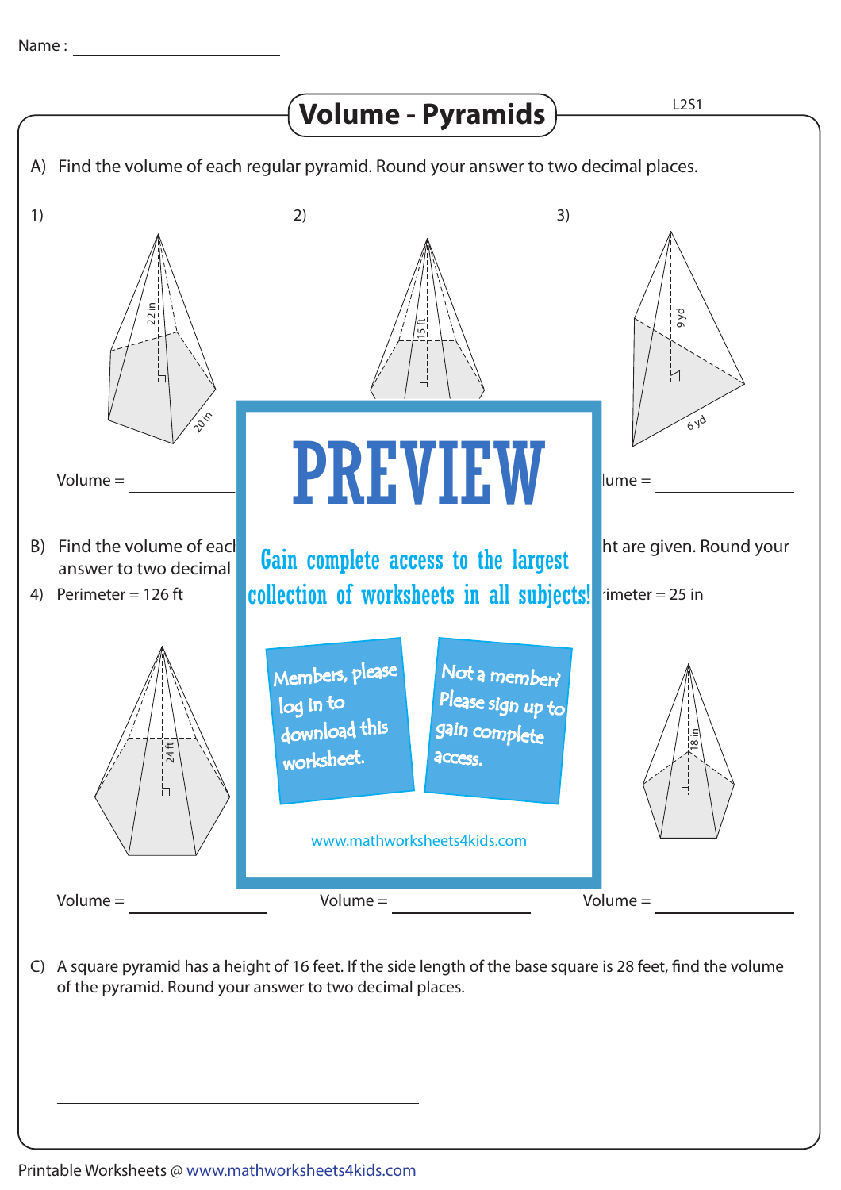Name : ____________________

# Volume - Pyramids

L2S1

A) Find the volume of each regular pyramid. Round your answer to two decimal places.

1)

22 in

20 in

Volume = ____________

2)

15 ft

3)

9 yd

6 yd

lume = ____________

B) Find the volume of eacl ... ht are given. Round your answer to two decimal

4) Perimeter = 126 ft

24 ft

rimeter = 25 in

18 in

Volume = ____________

Volume = ____________

Volume = ____________

PREVIEW

Gain complete access to the largest collection of worksheets in all subjects!

Members, please log in to download this worksheet.

Not a member? Please sign up to gain complete access.

www.mathworksheets4kids.com

C) A square pyramid has a height of 16 feet. If the side length of the base square is 28 feet, find the volume of the pyramid. Round your answer to two decimal places.

______________________________

Printable Worksheets @ www.mathworksheets4kids.com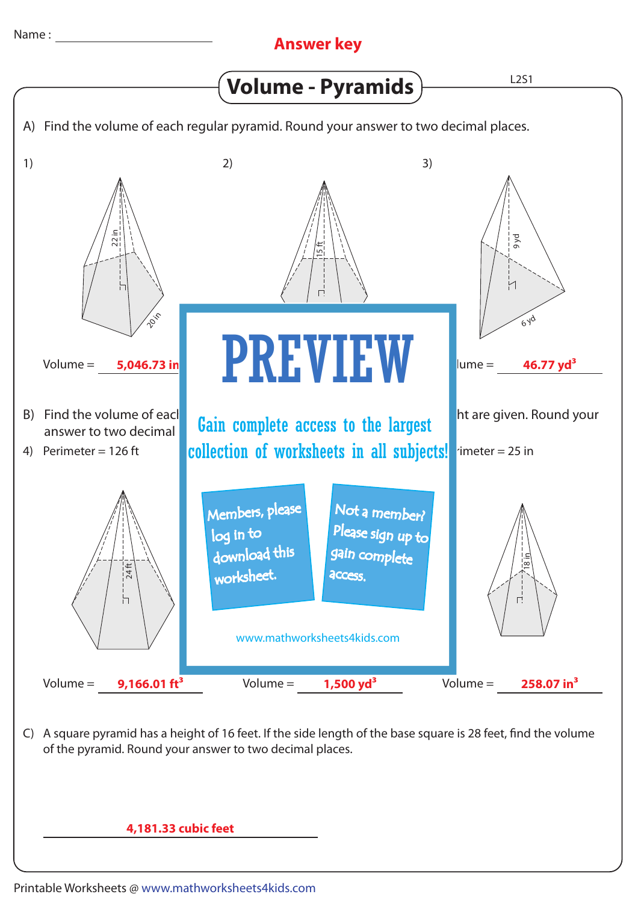Name : 

**Answer key**

# Volume - Pyramids

L2S1

A) Find the volume of each regular pyramid. Round your answer to two decimal places.

1)

22 in

20 in

Volume = **5,046.73 in**

2)

15 ft

3)

9 yd

6 yd

Volume = **46.77 $yd^3$**

B) Find the volume of eacl

answer to two decimal

ht are given. Round your

4) Perimeter = 126 ft

24 ft

Volume = **9,166.01 $ft^3$**

Volume = **1,500 $yd^3$**

rimeter = 25 in

18 in

Volume = **258.07 $in^3$**

PREVIEW

Gain complete access to the largest collection of worksheets in all subjects!

Members, please log in to download this worksheet.

Not a member? Please sign up to gain complete access.

www.mathworksheets4kids.com

C) A square pyramid has a height of 16 feet. If the side length of the base square is 28 feet, find the volume of the pyramid. Round your answer to two decimal places.

**4,181.33 cubic feet**

Printable Worksheets @ www.mathworksheets4kids.com